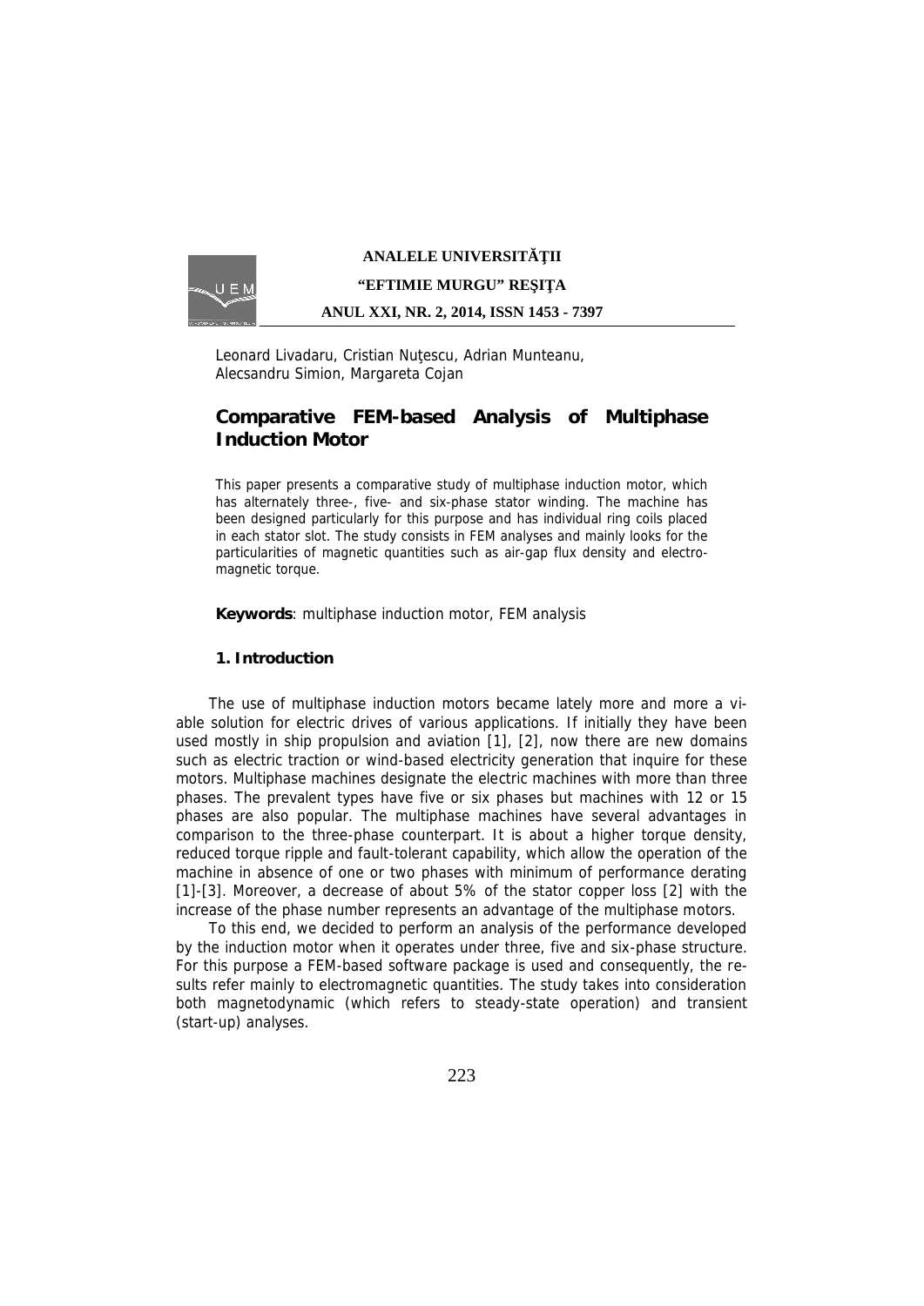Leonard Livadaru, Cristian Nuţescu, Adrian Munteanu, Alecsandru Simion, Margareta Cojan

# Comparative FEM-based Analysis of Multiphase Induction Motor

This paper presents a comparative study of multiphase induction motor, which has alternately three-, five- and six-phase stator winding. The machine has been designed particularly for this purpose and has individual ring coils placed in each stator slot. The study consists in FEM analyses and mainly looks for the particularities of magnetic quantities such as air-gap flux density and electromagnetic torque.

**Keywords**: multiphase induction motor, FEM analysis

## 1. Introduction

The use of multiphase induction motors became lately more and more a viable solution for electric drives of various applications. If initially they have been used mostly in ship propulsion and aviation [1], [2], now there are new domains such as electric traction or wind-based electricity generation that inquire for these motors. Multiphase machines designate the electric machines with more than three phases. The prevalent types have five or six phases but machines with 12 or 15 phases are also popular. The multiphase machines have several advantages in comparison to the three-phase counterpart. It is about a higher torque density, reduced torque ripple and fault-tolerant capability, which allow the operation of the machine in absence of one or two phases with minimum of performance derating [1]-[3]. Moreover, a decrease of about 5% of the stator copper loss [2] with the increase of the phase number represents an advantage of the multiphase motors.

To this end, we decided to perform an analysis of the performance developed by the induction motor when it operates under three, five and six-phase structure. For this purpose a FEM-based software package is used and consequently, the results refer mainly to electromagnetic quantities. The study takes into consideration both magnetodynamic (which refers to steady-state operation) and transient (start-up) analyses.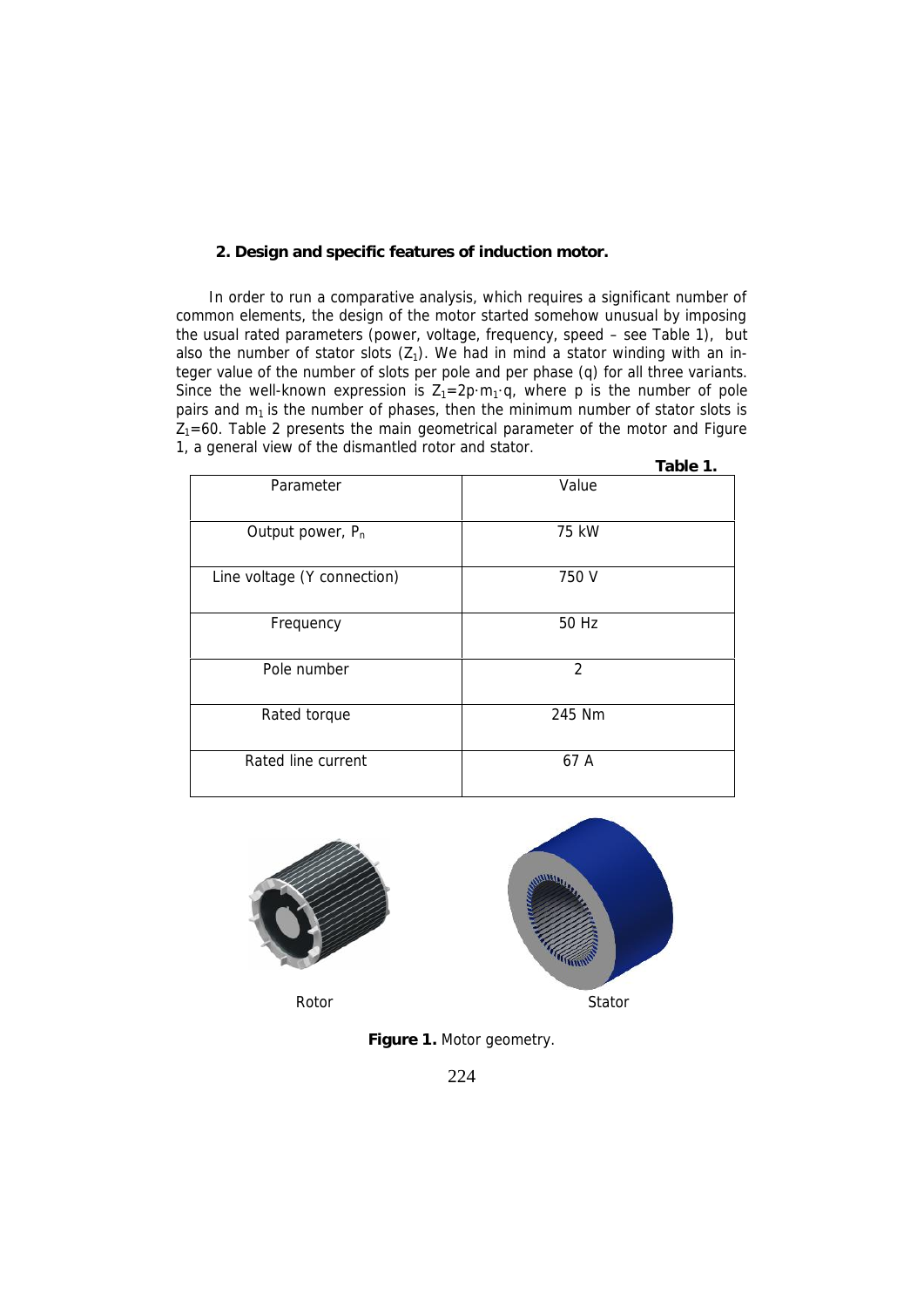## 2. Design and specific features of induction motor.

In order to run a comparative analysis, which requires a significant number of common elements, the design of the motor started somehow unusual by imposing the usual rated parameters (power, voltage, frequency, speed – see Table 1), but also the number of stator slots ($Z_1$). We had in mind a stator winding with an integer value of the number of slots per pole and per phase (q) for all three variants. Since the well-known expression is $Z_1=2p \cdot m_1 \cdot q$, where p is the number of pole pairs and $m_1$ is the number of phases, then the minimum number of stator slots is $Z_1=60$. Table 2 presents the main geometrical parameter of the motor and Figure 1, a general view of the dismantled rotor and stator.

**Table 1.**

| Parameter | Value |
|---|---|
| Output power, $P_n$ | 75 kW |
| Line voltage (Y connection) | 750 V |
| Frequency | 50 Hz |
| Pole number | 2 |
| Rated torque | 245 Nm |
| Rated line current | 67 A |

Rotor

Stator

**Figure 1.** Motor geometry.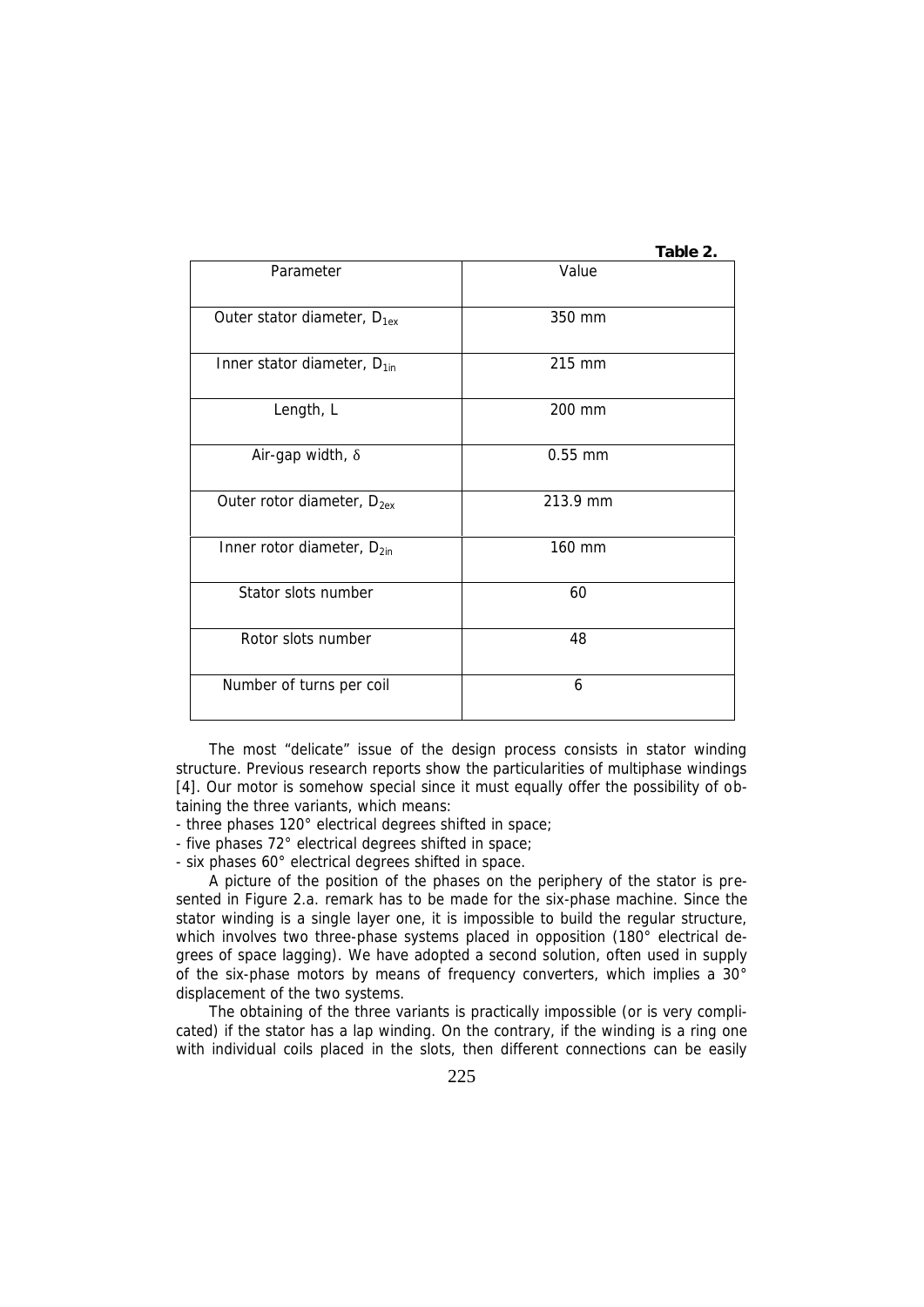**Table 2.**

| Parameter | Value |
|---|---|
| Outer stator diameter, $D_{1ex}$ | 350 mm |
| Inner stator diameter, $D_{1in}$ | 215 mm |
| Length, L | 200 mm |
| Air-gap width, $\delta$ | 0.55 mm |
| Outer rotor diameter, $D_{2ex}$ | 213.9 mm |
| Inner rotor diameter, $D_{2in}$ | 160 mm |
| Stator slots number | 60 |
| Rotor slots number | 48 |
| Number of turns per coil | 6 |

The most “delicate” issue of the design process consists in stator winding structure. Previous research reports show the particularities of multiphase windings [4]. Our motor is somehow special since it must equally offer the possibility of obtaining the three variants, which means:

- three phases 120° electrical degrees shifted in space;
- five phases 72° electrical degrees shifted in space;
- six phases 60° electrical degrees shifted in space.

A picture of the position of the phases on the periphery of the stator is presented in Figure 2.a. remark has to be made for the six-phase machine. Since the stator winding is a single layer one, it is impossible to build the regular structure, which involves two three-phase systems placed in opposition (180° electrical degrees of space lagging). We have adopted a second solution, often used in supply of the six-phase motors by means of frequency converters, which implies a 30° displacement of the two systems.

The obtaining of the three variants is practically impossible (or is very complicated) if the stator has a lap winding. On the contrary, if the winding is a ring one with individual coils placed in the slots, then different connections can be easily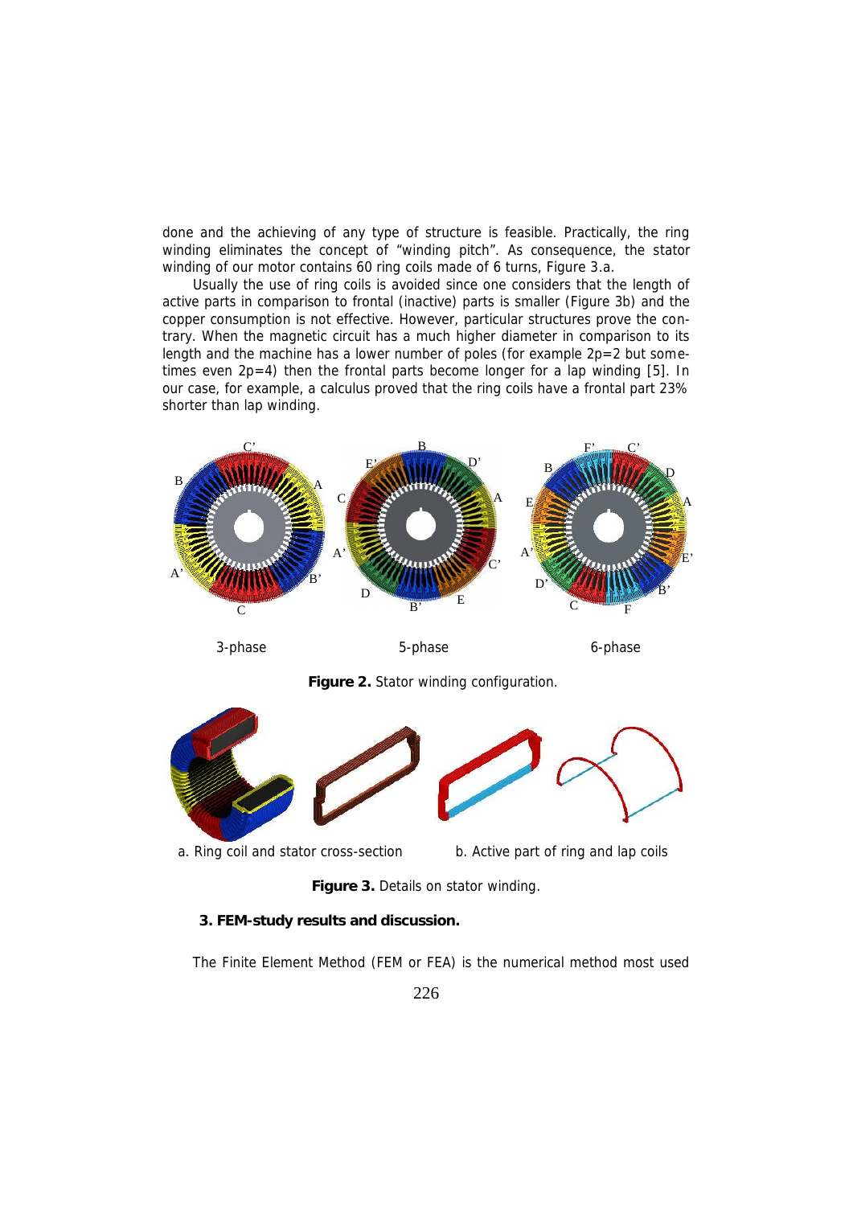done and the achieving of any type of structure is feasible. Practically, the ring winding eliminates the concept of "winding pitch". As consequence, the stator winding of our motor contains 60 ring coils made of 6 turns, Figure 3.a.

Usually the use of ring coils is avoided since one considers that the length of active parts in comparison to frontal (inactive) parts is smaller (Figure 3b) and the copper consumption is not effective. However, particular structures prove the contrary. When the magnetic circuit has a much higher diameter in comparison to its length and the machine has a lower number of poles (for example 2p=2 but sometimes even 2p=4) then the frontal parts become longer for a lap winding [5]. In our case, for example, a calculus proved that the ring coils have a frontal part 23% shorter than lap winding.

3-phase | 5-phase | 6-phase

**Figure 2.** Stator winding configuration.

a. Ring coil and stator cross-section | b. Active part of ring and lap coils

**Figure 3.** Details on stator winding.

## 3. FEM-study results and discussion.

The Finite Element Method (FEM or FEA) is the numerical method most used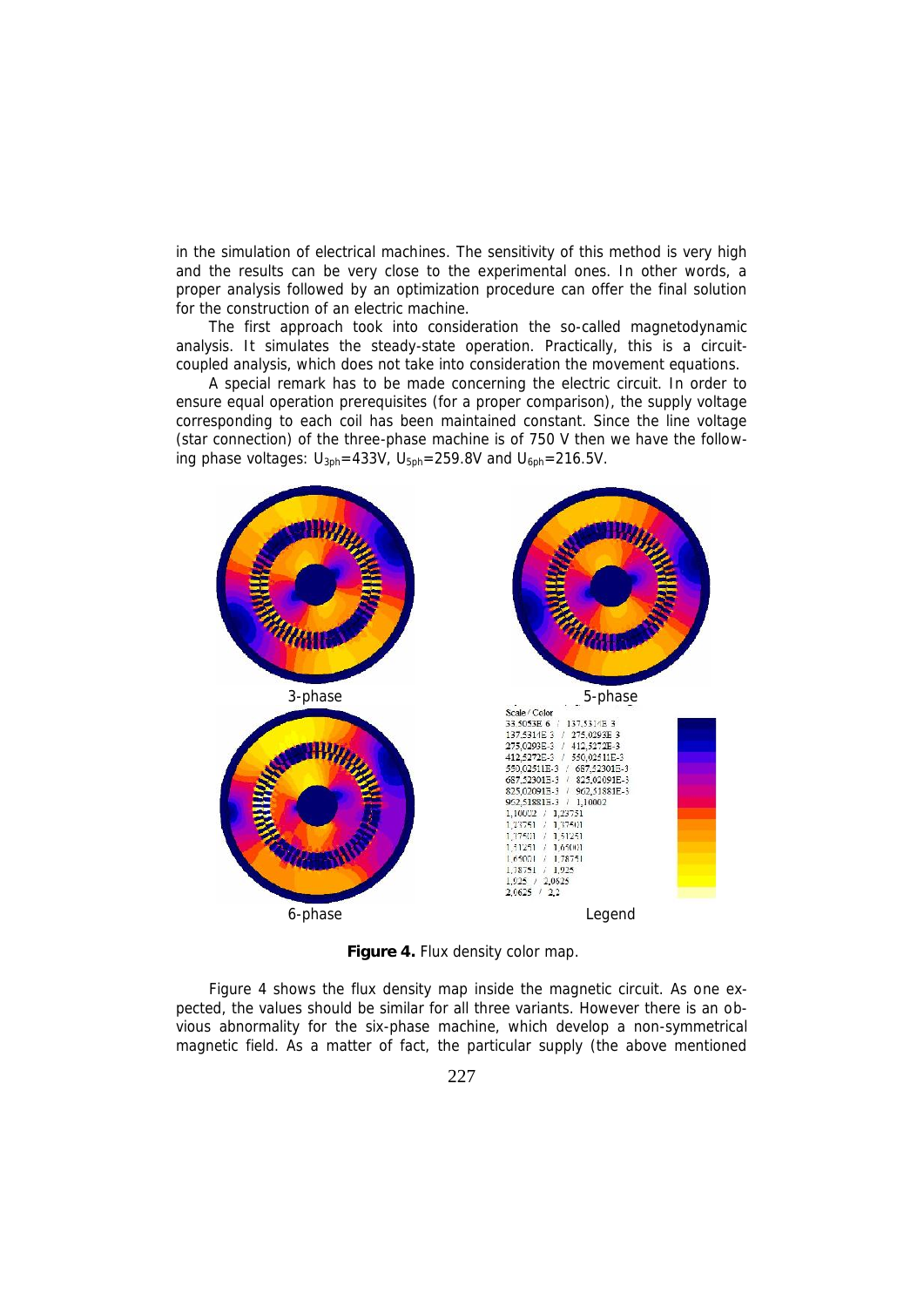in the simulation of electrical machines. The sensitivity of this method is very high and the results can be very close to the experimental ones. In other words, a proper analysis followed by an optimization procedure can offer the final solution for the construction of an electric machine.

The first approach took into consideration the so-called magnetodynamic analysis. It simulates the steady-state operation. Practically, this is a circuit-coupled analysis, which does not take into consideration the movement equations.

A special remark has to be made concerning the electric circuit. In order to ensure equal operation prerequisites (for a proper comparison), the supply voltage corresponding to each coil has been maintained constant. Since the line voltage (star connection) of the three-phase machine is of 750 V then we have the following phase voltages: $U_{3ph}$=433V, $U_{5ph}$=259.8V and $U_{6ph}$=216.5V.

3-phase

5-phase

6-phase

| Scale / Color |
|---|
| 33,5053E-6 / 137,5314E-3 |
| 137,5314E-3 / 275,0293E-3 |
| 275,0293E-3 / 412,5272E-3 |
| 412,5272E-3 / 550,02511E-3 |
| 550,02511E-3 / 687,52301E-3 |
| 687,52301E-3 / 825,02091E-3 |
| 825,02091E-3 / 962,51881E-3 |
| 962,51881E-3 / 1,10002 |
| 1,10002 / 1,23751 |
| 1,23751 / 1,37501 |
| 1,37501 / 1,51251 |
| 1,51251 / 1,65001 |
| 1,65001 / 1,78751 |
| 1,78751 / 1,925 |
| 1,925 / 2,0625 |
| 2,0625 / 2,2 |

Legend

**Figure 4.** Flux density color map.

Figure 4 shows the flux density map inside the magnetic circuit. As one expected, the values should be similar for all three variants. However there is an obvious abnormality for the six-phase machine, which develop a non-symmetrical magnetic field. As a matter of fact, the particular supply (the above mentioned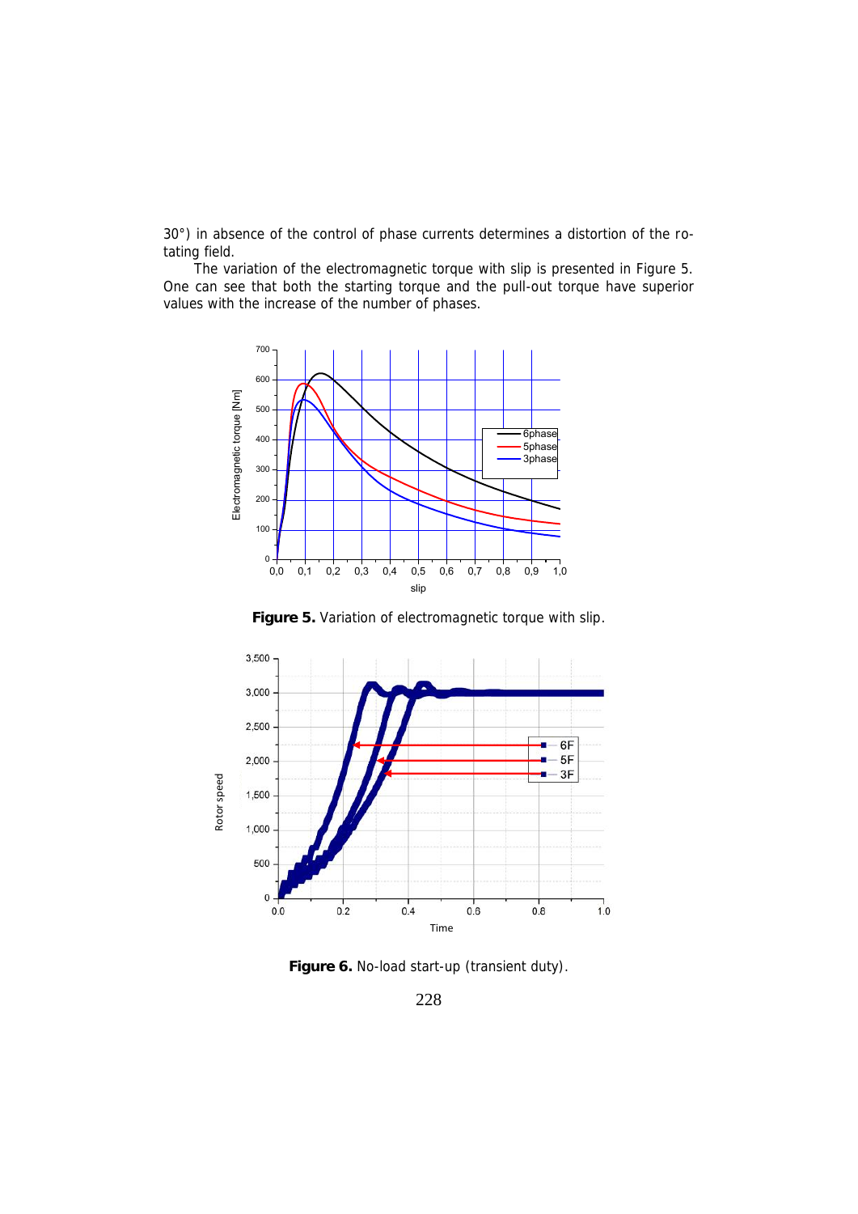30°) in absence of the control of phase currents determines a distortion of the rotating field.

The variation of the electromagnetic torque with slip is presented in Figure 5. One can see that both the starting torque and the pull-out torque have superior values with the increase of the number of phases.

**Figure 5.** Variation of electromagnetic torque with slip.

**Figure 6.** No-load start-up (transient duty).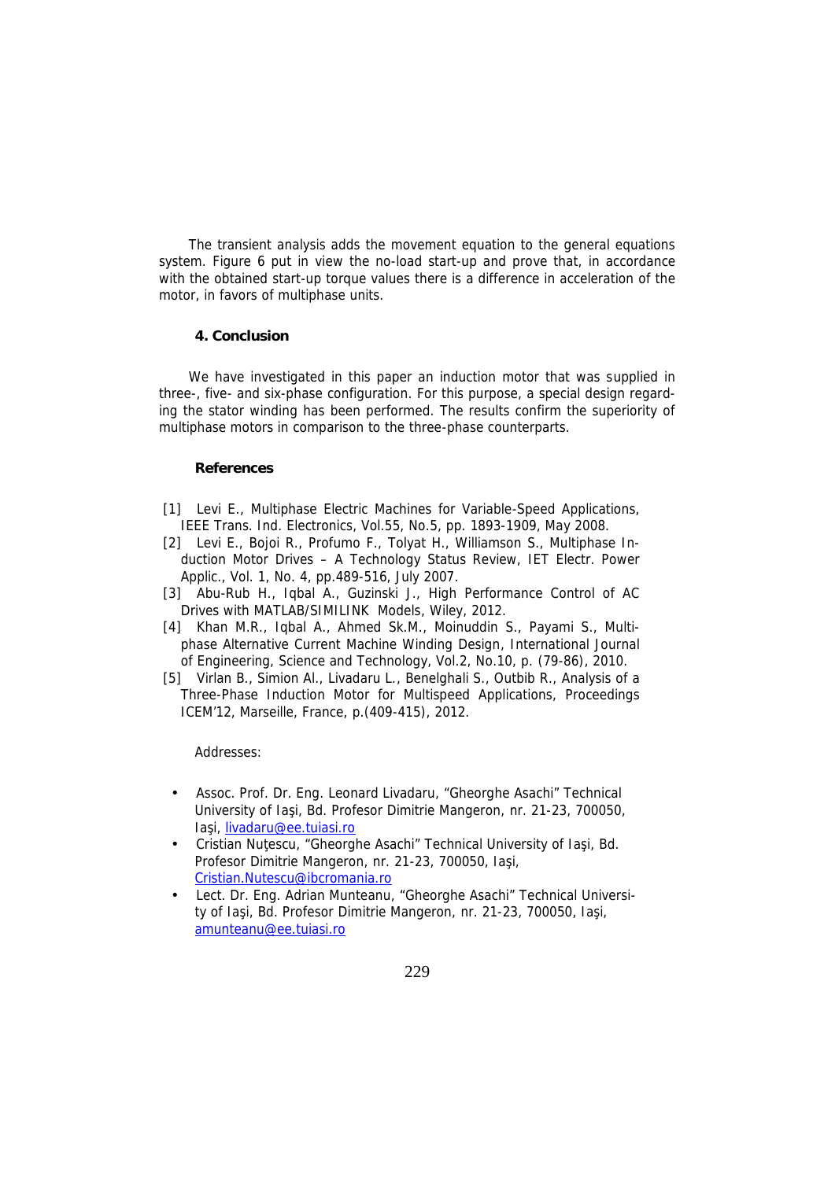The transient analysis adds the movement equation to the general equations system. Figure 6 put in view the no-load start-up and prove that, in accordance with the obtained start-up torque values there is a difference in acceleration of the motor, in favors of multiphase units.

## 4. Conclusion

We have investigated in this paper an induction motor that was supplied in three-, five- and six-phase configuration. For this purpose, a special design regarding the stator winding has been performed. The results confirm the superiority of multiphase motors in comparison to the three-phase counterparts.

## References

[1] Levi E., Multiphase Electric Machines for Variable-Speed Applications, IEEE Trans. Ind. Electronics, Vol.55, No.5, pp. 1893-1909, May 2008.

[2] Levi E., Bojoi R., Profumo F., Tolyat H., Williamson S., Multiphase Induction Motor Drives – A Technology Status Review, IET Electr. Power Applic., Vol. 1, No. 4, pp.489-516, July 2007.

[3] Abu-Rub H., Iqbal A., Guzinski J., High Performance Control of AC Drives with MATLAB/SIMILINK Models, Wiley, 2012.

[4] Khan M.R., Iqbal A., Ahmed Sk.M., Moinuddin S., Payami S., Multiphase Alternative Current Machine Winding Design, International Journal of Engineering, Science and Technology, Vol.2, No.10, p. (79-86), 2010.

[5] Virlan B., Simion Al., Livadaru L., Benelghali S., Outbib R., Analysis of a Three-Phase Induction Motor for Multispeed Applications, Proceedings ICEM'12, Marseille, France, p.(409-415), 2012.

Addresses:

- Assoc. Prof. Dr. Eng. Leonard Livadaru, "Gheorghe Asachi" Technical University of Iaşi, Bd. Profesor Dimitrie Mangeron, nr. 21-23, 700050, Iaşi, livadaru@ee.tuiasi.ro
- Cristian Nuţescu, "Gheorghe Asachi" Technical University of Iaşi, Bd. Profesor Dimitrie Mangeron, nr. 21-23, 700050, Iaşi, Cristian.Nutescu@ibcromania.ro
- Lect. Dr. Eng. Adrian Munteanu, "Gheorghe Asachi" Technical University of Iaşi, Bd. Profesor Dimitrie Mangeron, nr. 21-23, 700050, Iaşi, amunteanu@ee.tuiasi.ro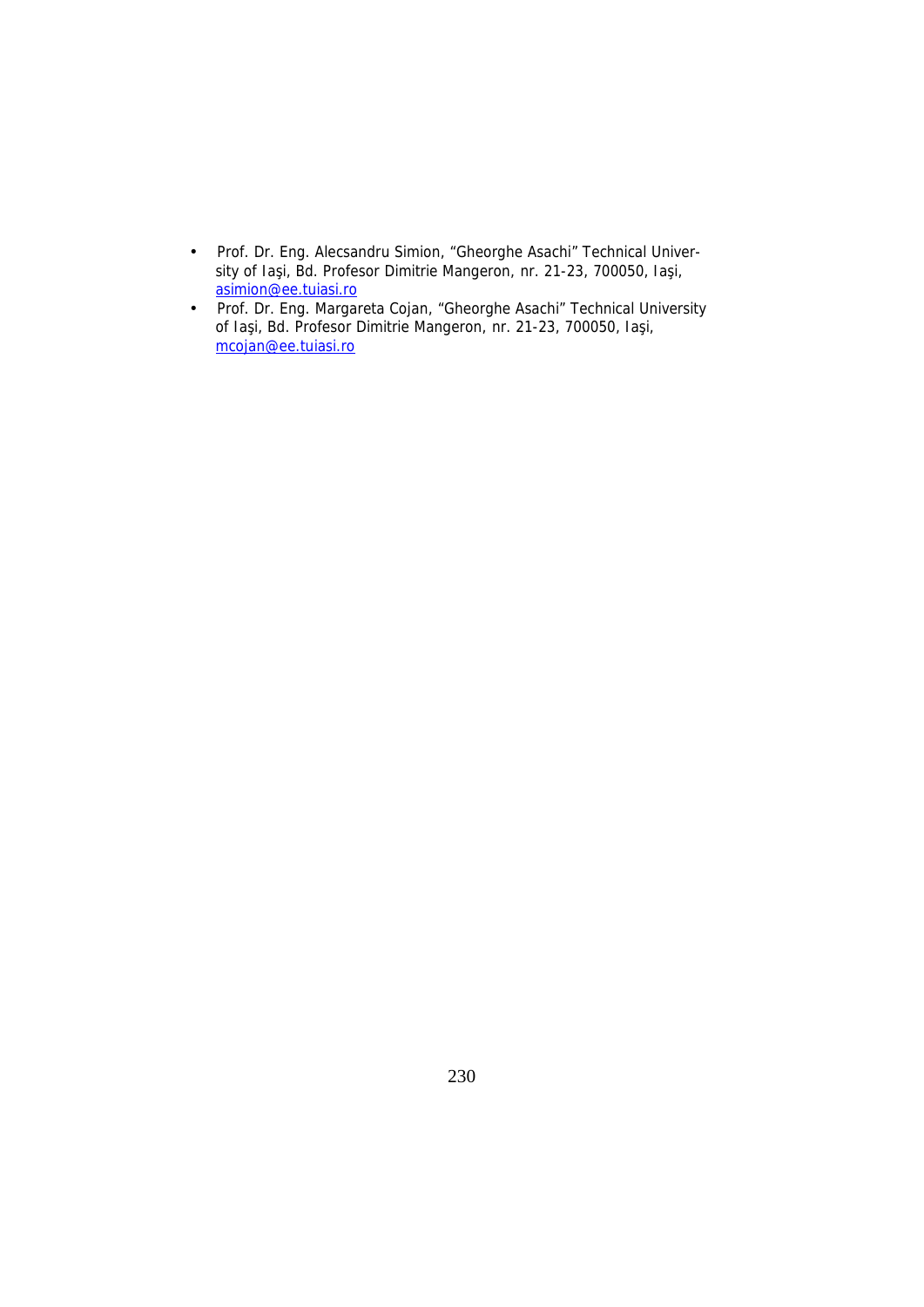- Prof. Dr. Eng. Alecsandru Simion, “Gheorghe Asachi” Technical University of Iaşi, Bd. Profesor Dimitrie Mangeron, nr. 21-23, 700050, Iaşi, asimion@ee.tuiasi.ro
- Prof. Dr. Eng. Margareta Cojan, “Gheorghe Asachi” Technical University of Iaşi, Bd. Profesor Dimitrie Mangeron, nr. 21-23, 700050, Iaşi, mcojan@ee.tuiasi.ro